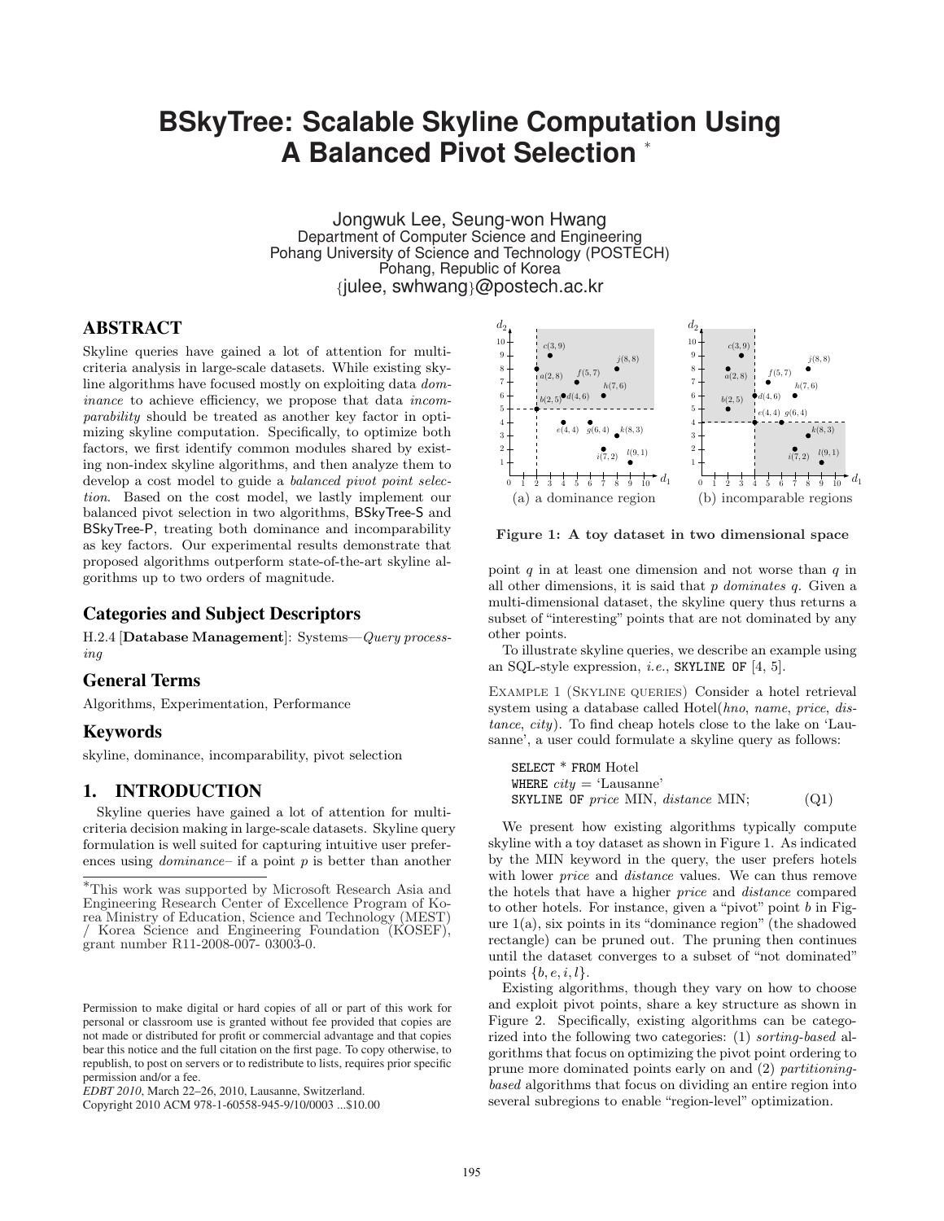# BSkyTree: Scalable Skyline Computation Using A Balanced Pivot Selection *

Jongwuk Lee, Seung-won Hwang
Department of Computer Science and Engineering
Pohang University of Science and Technology (POSTECH)
Pohang, Republic of Korea
{julee, swhwang}@postech.ac.kr

## ABSTRACT

Skyline queries have gained a lot of attention for multi-criteria analysis in large-scale datasets. While existing skyline algorithms have focused mostly on exploiting data *dominance* to achieve efficiency, we propose that data *incomparability* should be treated as another key factor in optimizing skyline computation. Specifically, to optimize both factors, we first identify common modules shared by existing non-index skyline algorithms, and then analyze them to develop a cost model to guide a *balanced pivot point selection*. Based on the cost model, we lastly implement our balanced pivot selection in two algorithms, BSkyTree-S and BSkyTree-P, treating both dominance and incomparability as key factors. Our experimental results demonstrate that proposed algorithms outperform state-of-the-art skyline algorithms up to two orders of magnitude.

### Categories and Subject Descriptors

H.2.4 [**Database Management**]: Systems—*Query processing*

### General Terms

Algorithms, Experimentation, Performance

### Keywords

skyline, dominance, incomparability, pivot selection

## 1. INTRODUCTION

Skyline queries have gained a lot of attention for multi-criteria decision making in large-scale datasets. Skyline query formulation is well suited for capturing intuitive user preferences using *dominance*– if a point $p$ is better than another point $q$ in at least one dimension and not worse than $q$ in all other dimensions, it is said that $p$ *dominates* $q$. Given a multi-dimensional dataset, the skyline query thus returns a subset of "interesting" points that are not dominated by any other points.

*This work was supported by Microsoft Research Asia and Engineering Research Center of Excellence Program of Korea Ministry of Education, Science and Technology (MEST) / Korea Science and Engineering Foundation (KOSEF), grant number R11-2008-007- 03003-0.

Permission to make digital or hard copies of all or part of this work for personal or classroom use is granted without fee provided that copies are not made or distributed for profit or commercial advantage and that copies bear this notice and the full citation on the first page. To copy otherwise, to republish, to post on servers or to redistribute to lists, requires prior specific permission and/or a fee.
*EDBT 2010*, March 22–26, 2010, Lausanne, Switzerland.
Copyright 2010 ACM 978-1-60558-945-9/10/0003 ...$10.00

(a) a dominance region (b) incomparable regions

**Figure 1: A toy dataset in two dimensional space**

To illustrate skyline queries, we describe an example using an SQL-style expression, *i.e.*, SKYLINE OF [4, 5].

EXAMPLE 1 (SKYLINE QUERIES) Consider a hotel retrieval system using a database called Hotel(*hno*, *name*, *price*, *distance*, *city*). To find cheap hotels close to the lake on 'Lausanne', a user could formulate a skyline query as follows:

```
SELECT * FROM Hotel
WHERE city = 'Lausanne'
SKYLINE OF price MIN, distance MIN;        (Q1)
```

We present how existing algorithms typically compute skyline with a toy dataset as shown in Figure 1. As indicated by the MIN keyword in the query, the user prefers hotels with lower *price* and *distance* values. We can thus remove the hotels that have a higher *price* and *distance* compared to other hotels. For instance, given a "pivot" point $b$ in Figure 1(a), six points in its "dominance region" (the shadowed rectangle) can be pruned out. The pruning then continues until the dataset converges to a subset of "not dominated" points $\{b, e, i, l\}$.

Existing algorithms, though they vary on how to choose and exploit pivot points, share a key structure as shown in Figure 2. Specifically, existing algorithms can be categorized into the following two categories: (1) *sorting-based* algorithms that focus on optimizing the pivot point ordering to prune more dominated points early on and (2) *partitioning-based* algorithms that focus on dividing an entire region into several subregions to enable "region-level" optimization.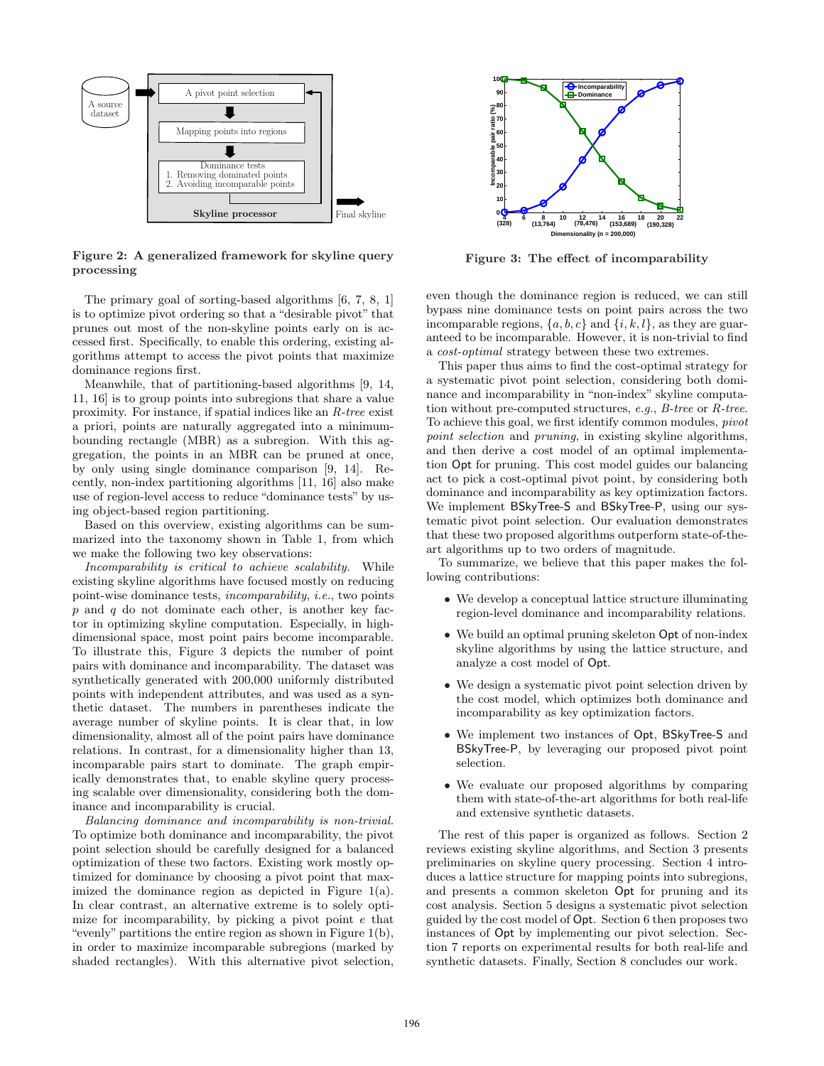Figure 2: A generalized framework for skyline query processing

Figure 3: The effect of incomparability

The primary goal of sorting-based algorithms [6, 7, 8, 1] is to optimize pivot ordering so that a "desirable pivot" that prunes out most of the non-skyline points early on is accessed first. Specifically, to enable this ordering, existing algorithms attempt to access the pivot points that maximize dominance regions first.

Meanwhile, that of partitioning-based algorithms [9, 14, 11, 16] is to group points into subregions that share a value proximity. For instance, if spatial indices like an *R-tree* exist a priori, points are naturally aggregated into a minimum-bounding rectangle (MBR) as a subregion. With this aggregation, the points in an MBR can be pruned at once, by only using single dominance comparison [9, 14]. Recently, non-index partitioning algorithms [11, 16] also make use of region-level access to reduce "dominance tests" by using object-based region partitioning.

Based on this overview, existing algorithms can be summarized into the taxonomy shown in Table 1, from which we make the following two key observations:

*Incomparability is critical to achieve scalability.* While existing skyline algorithms have focused mostly on reducing point-wise dominance tests, *incomparability*, *i.e.*, two points $p$ and $q$ do not dominate each other, is another key factor in optimizing skyline computation. Especially, in high-dimensional space, most point pairs become incomparable. To illustrate this, Figure 3 depicts the number of point pairs with dominance and incomparability. The dataset was synthetically generated with 200,000 uniformly distributed points with independent attributes, and was used as a synthetic dataset. The numbers in parentheses indicate the average number of skyline points. It is clear that, in low dimensionality, almost all of the point pairs have dominance relations. In contrast, for a dimensionality higher than 13, incomparable pairs start to dominate. The graph empirically demonstrates that, to enable skyline query processing scalable over dimensionality, considering both the dominance and incomparability is crucial.

*Balancing dominance and incomparability is non-trivial.* To optimize both dominance and incomparability, the pivot point selection should be carefully designed for a balanced optimization of these two factors. Existing work mostly optimized for dominance by choosing a pivot point that maximized the dominance region as depicted in Figure 1(a). In clear contrast, an alternative extreme is to solely optimize for incomparability, by picking a pivot point $e$ that "evenly" partitions the entire region as shown in Figure 1(b), in order to maximize incomparable subregions (marked by shaded rectangles). With this alternative pivot selection, even though the dominance region is reduced, we can still bypass nine dominance tests on point pairs across the two incomparable regions, $\{a, b, c\}$ and $\{i, k, l\}$, as they are guaranteed to be incomparable. However, it is non-trivial to find a *cost-optimal* strategy between these two extremes.

This paper thus aims to find the cost-optimal strategy for a systematic pivot point selection, considering both dominance and incomparability in "non-index" skyline computation without pre-computed structures, *e.g.*, *B-tree* or *R-tree*. To achieve this goal, we first identify common modules, *pivot point selection* and *pruning*, in existing skyline algorithms, and then derive a cost model of an optimal implementation Opt for pruning. This cost model guides our balancing act to pick a cost-optimal pivot point, by considering both dominance and incomparability as key optimization factors. We implement BSkyTree-S and BSkyTree-P, using our systematic pivot point selection. Our evaluation demonstrates that these two proposed algorithms outperform state-of-the-art algorithms up to two orders of magnitude.

To summarize, we believe that this paper makes the following contributions:

- We develop a conceptual lattice structure illuminating region-level dominance and incomparability relations.
- We build an optimal pruning skeleton Opt of non-index skyline algorithms by using the lattice structure, and analyze a cost model of Opt.
- We design a systematic pivot point selection driven by the cost model, which optimizes both dominance and incomparability as key optimization factors.
- We implement two instances of Opt, BSkyTree-S and BSkyTree-P, by leveraging our proposed pivot point selection.
- We evaluate our proposed algorithms by comparing them with state-of-the-art algorithms for both real-life and extensive synthetic datasets.

The rest of this paper is organized as follows. Section 2 reviews existing skyline algorithms, and Section 3 presents preliminaries on skyline query processing. Section 4 introduces a lattice structure for mapping points into subregions, and presents a common skeleton Opt for pruning and its cost analysis. Section 5 designs a systematic pivot selection guided by the cost model of Opt. Section 6 then proposes two instances of Opt by implementing our pivot selection. Section 7 reports on experimental results for both real-life and synthetic datasets. Finally, Section 8 concludes our work.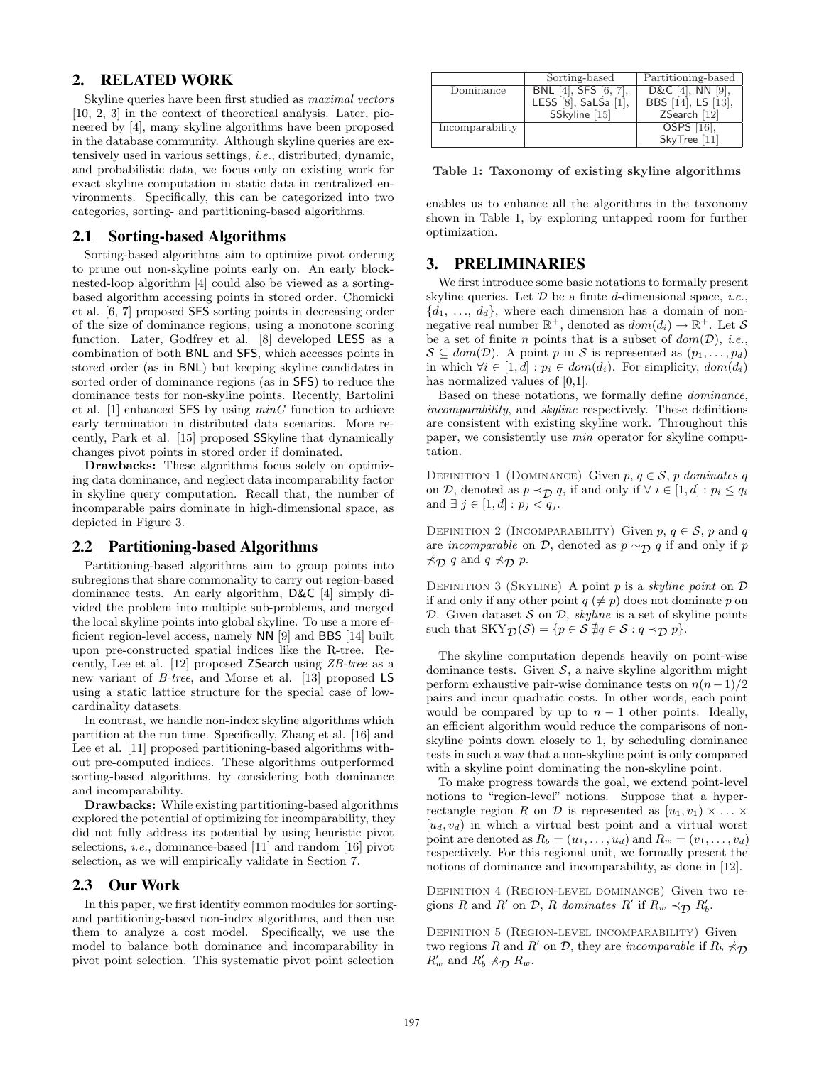## 2. RELATED WORK

Skyline queries have been first studied as *maximal vectors* [10, 2, 3] in the context of theoretical analysis. Later, pioneered by [4], many skyline algorithms have been proposed in the database community. Although skyline queries are extensively used in various settings, *i.e.*, distributed, dynamic, and probabilistic data, we focus only on existing work for exact skyline computation in static data in centralized environments. Specifically, this can be categorized into two categories, sorting- and partitioning-based algorithms.

### 2.1 Sorting-based Algorithms

Sorting-based algorithms aim to optimize pivot ordering to prune out non-skyline points early on. An early block-nested-loop algorithm [4] could also be viewed as a sorting-based algorithm accessing points in stored order. Chomicki et al. [6, 7] proposed SFS sorting points in decreasing order of the size of dominance regions, using a monotone scoring function. Later, Godfrey et al. [8] developed LESS as a combination of both BNL and SFS, which accesses points in stored order (as in BNL) but keeping skyline candidates in sorted order of dominance regions (as in SFS) to reduce the dominance tests for non-skyline points. Recently, Bartolini et al. [1] enhanced SFS by using *minC* function to achieve early termination in distributed data scenarios. More recently, Park et al. [15] proposed SSkyline that dynamically changes pivot points in stored order if dominated.

**Drawbacks:** These algorithms focus solely on optimizing data dominance, and neglect data incomparability factor in skyline query computation. Recall that, the number of incomparable pairs dominate in high-dimensional space, as depicted in Figure 3.

### 2.2 Partitioning-based Algorithms

Partitioning-based algorithms aim to group points into subregions that share commonality to carry out region-based dominance tests. An early algorithm, D&C [4] simply divided the problem into multiple sub-problems, and merged the local skyline points into global skyline. To use a more efficient region-level access, namely NN [9] and BBS [14] built upon pre-constructed spatial indices like the R-tree. Recently, Lee et al. [12] proposed ZSearch using *ZB-tree* as a new variant of *B-tree*, and Morse et al. [13] proposed LS using a static lattice structure for the special case of low-cardinality datasets.

In contrast, we handle non-index skyline algorithms which partition at the run time. Specifically, Zhang et al. [16] and Lee et al. [11] proposed partitioning-based algorithms without pre-computed indices. These algorithms outperformed sorting-based algorithms, by considering both dominance and incomparability.

**Drawbacks:** While existing partitioning-based algorithms explored the potential of optimizing for incomparability, they did not fully address its potential by using heuristic pivot selections, *i.e.*, dominance-based [11] and random [16] pivot selection, as we will empirically validate in Section 7.

### 2.3 Our Work

In this paper, we first identify common modules for sorting- and partitioning-based non-index algorithms, and then use them to analyze a cost model. Specifically, we use the model to balance both dominance and incomparability in pivot point selection. This systematic pivot point selection enables us to enhance all the algorithms in the taxonomy shown in Table 1, by exploring untapped room for further optimization.

| | Sorting-based | Partitioning-based |
|---|---|---|
| Dominance | BNL [4], SFS [6, 7], LESS [8], SaLSa [1], SSkyline [15] | D&C [4], NN [9], BBS [14], LS [13], ZSearch [12] |
| Incomparability | | OSPS [16], SkyTree [11] |

**Table 1: Taxonomy of existing skyline algorithms**

## 3. PRELIMINARIES

We first introduce some basic notations to formally present skyline queries. Let $\mathcal{D}$ be a finite $d$-dimensional space, *i.e.*, $\{d_1, \ldots, d_d\}$, where each dimension has a domain of non-negative real number $\mathbb{R}^+$, denoted as $dom(d_i) \rightarrow \mathbb{R}^+$. Let $\mathcal{S}$ be a set of finite $n$ points that is a subset of $dom(\mathcal{D})$, *i.e.*, $\mathcal{S} \subseteq dom(\mathcal{D})$. A point $p$ in $\mathcal{S}$ is represented as $(p_1, \ldots, p_d)$ in which $\forall i \in [1, d] : p_i \in dom(d_i)$. For simplicity, $dom(d_i)$ has normalized values of [0,1].

Based on these notations, we formally define *dominance*, *incomparability*, and *skyline* respectively. These definitions are consistent with existing skyline work. Throughout this paper, we consistently use *min* operator for skyline computation.

Definition 1 (Dominance) Given $p, q \in \mathcal{S}$, $p$ *dominates* $q$ on $\mathcal{D}$, denoted as $p \prec_{\mathcal{D}} q$, if and only if $\forall\ i \in [1, d] : p_i \leq q_i$ and $\exists\ j \in [1, d] : p_j < q_j$.

Definition 2 (Incomparability) Given $p, q \in \mathcal{S}$, $p$ and $q$ are *incomparable* on $\mathcal{D}$, denoted as $p \sim_{\mathcal{D}} q$ if and only if $p \nprec_{\mathcal{D}} q$ and $q \nprec_{\mathcal{D}} p$.

Definition 3 (Skyline) A point $p$ is a *skyline point* on $\mathcal{D}$ if and only if any other point $q\ (\neq p)$ does not dominate $p$ on $\mathcal{D}$. Given dataset $\mathcal{S}$ on $\mathcal{D}$, *skyline* is a set of skyline points such that $\text{SKY}_{\mathcal{D}}(\mathcal{S}) = \{p \in \mathcal{S} | \nexists q \in \mathcal{S} : q \prec_{\mathcal{D}} p\}$.

The skyline computation depends heavily on point-wise dominance tests. Given $\mathcal{S}$, a naive skyline algorithm might perform exhaustive pair-wise dominance tests on $n(n-1)/2$ pairs and incur quadratic costs. In other words, each point would be compared by up to $n - 1$ other points. Ideally, an efficient algorithm would reduce the comparisons of non-skyline points down closely to 1, by scheduling dominance tests in such a way that a non-skyline point is only compared with a skyline point dominating the non-skyline point.

To make progress towards the goal, we extend point-level notions to "region-level" notions. Suppose that a hyper-rectangle region $R$ on $\mathcal{D}$ is represented as $[u_1, v_1) \times \ldots \times [u_d, v_d)$ in which a virtual best point and a virtual worst point are denoted as $R_b = (u_1, \ldots, u_d)$ and $R_w = (v_1, \ldots, v_d)$ respectively. For this regional unit, we formally present the notions of dominance and incomparability, as done in [12].

Definition 4 (Region-level dominance) Given two regions $R$ and $R'$ on $\mathcal{D}$, $R$ *dominates* $R'$ if $R_w \prec_{\mathcal{D}} R'_b$.

Definition 5 (Region-level incomparability) Given two regions $R$ and $R'$ on $\mathcal{D}$, they are *incomparable* if $R_b \nprec_{\mathcal{D}} R'_w$ and $R'_b \nprec_{\mathcal{D}} R_w$.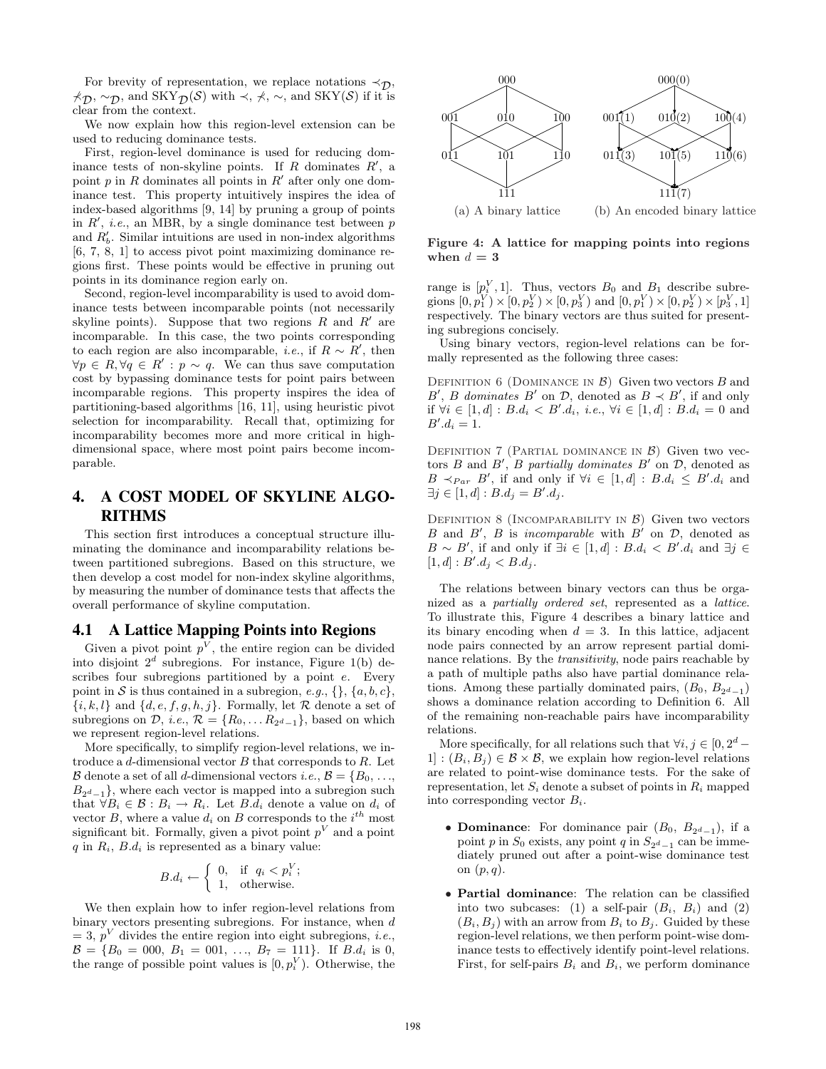For brevity of representation, we replace notations $\prec_{\mathcal{D}}$, $\not\prec_{\mathcal{D}}$, $\sim_{\mathcal{D}}$, and $\text{SKY}_{\mathcal{D}}(\mathcal{S})$ with $\prec$, $\not\prec$, $\sim$, and $\text{SKY}(\mathcal{S})$ if it is clear from the context.

We now explain how this region-level extension can be used to reducing dominance tests.

First, region-level dominance is used for reducing dominance tests of non-skyline points. If $R$ dominates $R'$, a point $p$ in $R$ dominates all points in $R'$ after only one dominance test. This property intuitively inspires the idea of index-based algorithms [9, 14] by pruning a group of points in $R'$, *i.e.*, an MBR, by a single dominance test between $p$ and $R'_b$. Similar intuitions are used in non-index algorithms [6, 7, 8, 1] to access pivot point maximizing dominance regions first. These points would be effective in pruning out points in its dominance region early on.

Second, region-level incomparability is used to avoid dominance tests between incomparable points (not necessarily skyline points). Suppose that two regions $R$ and $R'$ are incomparable. In this case, the two points corresponding to each region are also incomparable, *i.e.*, if $R \sim R'$, then $\forall p \in R, \forall q \in R' : p \sim q$. We can thus save computation cost by bypassing dominance tests for point pairs between incomparable regions. This property inspires the idea of partitioning-based algorithms [16, 11], using heuristic pivot selection for incomparability. Recall that, optimizing for incomparability becomes more and more critical in high-dimensional space, where most point pairs become incomparable.

## 4. A COST MODEL OF SKYLINE ALGORITHMS

This section first introduces a conceptual structure illuminating the dominance and incomparability relations between partitioned subregions. Based on this structure, we then develop a cost model for non-index skyline algorithms, by measuring the number of dominance tests that affects the overall performance of skyline computation.

### 4.1 A Lattice Mapping Points into Regions

Given a pivot point $p^V$, the entire region can be divided into disjoint $2^d$ subregions. For instance, Figure 1(b) describes four subregions partitioned by a point $e$. Every point in $\mathcal{S}$ is thus contained in a subregion, *e.g.*, $\{\}$, $\{a, b, c\}$, $\{i, k, l\}$ and $\{d, e, f, g, h, j\}$. Formally, let $\mathcal{R}$ denote a set of subregions on $\mathcal{D}$, *i.e.*, $\mathcal{R} = \{R_0, \ldots R_{2^d-1}\}$, based on which we represent region-level relations.

More specifically, to simplify region-level relations, we introduce a $d$-dimensional vector $B$ that corresponds to $R$. Let $\mathcal{B}$ denote a set of all $d$-dimensional vectors *i.e.*, $\mathcal{B} = \{B_0, \ldots, B_{2^d-1}\}$, where each vector is mapped into a subregion such that $\forall B_i \in \mathcal{B} : B_i \rightarrow R_i$. Let $B.d_i$ denote a value on $d_i$ of vector $B$, where a value $d_i$ on $B$ corresponds to the $i^{th}$ most significant bit. Formally, given a pivot point $p^V$ and a point $q$ in $R_i$, $B.d_i$ is represented as a binary value:

$$B.d_i \leftarrow \begin{cases} 0, & \text{if } q_i < p_i^V; \\ 1, & \text{otherwise.} \end{cases}$$

We then explain how to infer region-level relations from binary vectors presenting subregions. For instance, when $d = 3$, $p^V$ divides the entire region into eight subregions, *i.e.*, $\mathcal{B} = \{B_0 = 000, B_1 = 001, \ldots, B_7 = 111\}$. If $B.d_i$ is 0, the range of possible point values is $[0, p_i^V)$. Otherwise, the range is $[p_i^V, 1]$. Thus, vectors $B_0$ and $B_1$ describe subregions $[0, p_1^V) \times [0, p_2^V) \times [0, p_3^V)$ and $[0, p_1^V) \times [0, p_2^V) \times [p_3^V, 1]$ respectively. The binary vectors are thus suited for presenting subregions concisely.

(a) A binary lattice (b) An encoded binary lattice

**Figure 4: A lattice for mapping points into regions when $d = 3$**

Using binary vectors, region-level relations can be formally represented as the following three cases:

Definition 6 (Dominance in $\mathcal{B}$) Given two vectors $B$ and $B'$, $B$ *dominates* $B'$ on $\mathcal{D}$, denoted as $B \prec B'$, if and only if $\forall i \in [1, d] : B.d_i < B'.d_i$, *i.e.*, $\forall i \in [1, d] : B.d_i = 0$ and $B'.d_i = 1$.

Definition 7 (Partial dominance in $\mathcal{B}$) Given two vectors $B$ and $B'$, $B$ *partially dominates* $B'$ on $\mathcal{D}$, denoted as $B \prec_{Par} B'$, if and only if $\forall i \in [1, d] : B.d_i \le B'.d_i$ and $\exists j \in [1, d] : B.d_j = B'.d_j$.

Definition 8 (Incomparability in $\mathcal{B}$) Given two vectors $B$ and $B'$, $B$ is *incomparable* with $B'$ on $\mathcal{D}$, denoted as $B \sim B'$, if and only if $\exists i \in [1, d] : B.d_i < B'.d_i$ and $\exists j \in [1, d] : B'.d_j < B.d_j$.

The relations between binary vectors can thus be organized as a *partially ordered set*, represented as a *lattice*. To illustrate this, Figure 4 describes a binary lattice and its binary encoding when $d = 3$. In this lattice, adjacent node pairs connected by an arrow represent partial dominance relations. By the *transitivity*, node pairs reachable by a path of multiple paths also have partial dominance relations. Among these partially dominated pairs, $(B_0, B_{2^d-1})$ shows a dominance relation according to Definition 6. All of the remaining non-reachable pairs have incomparability relations.

More specifically, for all relations such that $\forall i, j \in [0, 2^d - 1] : (B_i, B_j) \in \mathcal{B} \times \mathcal{B}$, we explain how region-level relations are related to point-wise dominance tests. For the sake of representation, let $S_i$ denote a subset of points in $R_i$ mapped into corresponding vector $B_i$.

- **Dominance**: For dominance pair $(B_0, B_{2^d-1})$, if a point $p$ in $S_0$ exists, any point $q$ in $S_{2^d-1}$ can be immediately pruned out after a point-wise dominance test on $(p, q)$.
- **Partial dominance**: The relation can be classified into two subcases: (1) a self-pair $(B_i, B_i)$ and (2) $(B_i, B_j)$ with an arrow from $B_i$ to $B_j$. Guided by these region-level relations, we then perform point-wise dominance tests to effectively identify point-level relations. First, for self-pairs $B_i$ and $B_i$, we perform dominance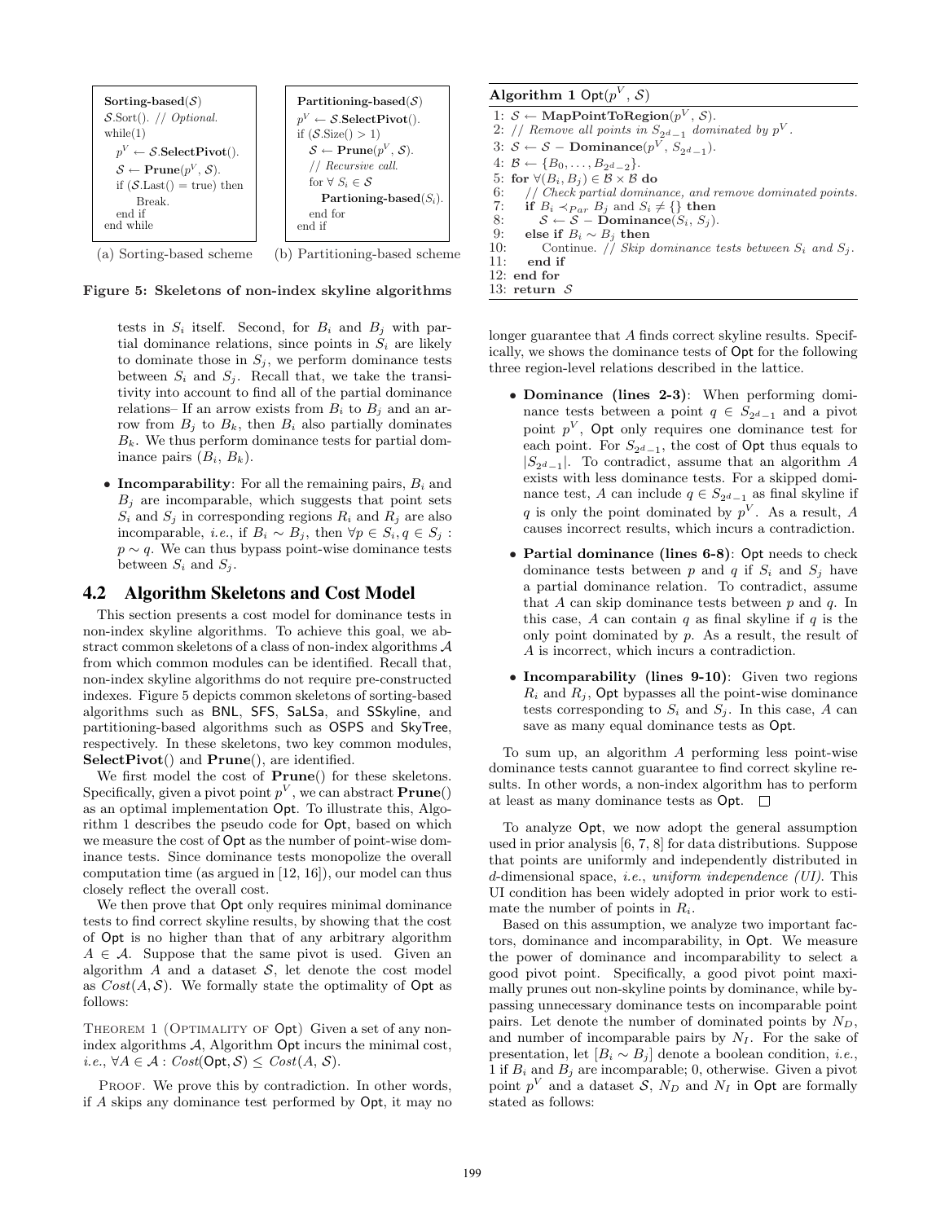```
Sorting-based(S)
S.Sort(). // Optional.
while(1)
    p^V ← S.SelectPivot().
    S ← Prune(p^V, S).
    if (S.Last() = true) then
        Break.
    end if
end while
```

(a) Sorting-based scheme

```
Partitioning-based(S)
p^V ← S.SelectPivot().
if (S.Size() > 1)
    S ← Prune(p^V, S).
    // Recursive call.
    for ∀ S_i ∈ S
        Partioning-based(S_i).
    end for
end if
```

(b) Partitioning-based scheme

**Figure 5: Skeletons of non-index skyline algorithms**

tests in $S_i$ itself. Second, for $B_i$ and $B_j$ with partial dominance relations, since points in $S_i$ are likely to dominate those in $S_j$, we perform dominance tests between $S_i$ and $S_j$. Recall that, we take the transitivity into account to find all of the partial dominance relations– If an arrow exists from $B_i$ to $B_j$ and an arrow from $B_j$ to $B_k$, then $B_i$ also partially dominates $B_k$. We thus perform dominance tests for partial dominance pairs ($B_i$, $B_k$).

- **Incomparability**: For all the remaining pairs, $B_i$ and $B_j$ are incomparable, which suggests that point sets $S_i$ and $S_j$ in corresponding regions $R_i$ and $R_j$ are also incomparable, *i.e.*, if $B_i \sim B_j$, then $\forall p \in S_i, q \in S_j$ : $p \sim q$. We can thus bypass point-wise dominance tests between $S_i$ and $S_j$.

## 4.2 Algorithm Skeletons and Cost Model

This section presents a cost model for dominance tests in non-index skyline algorithms. To achieve this goal, we abstract common skeletons of a class of non-index algorithms $\mathcal{A}$ from which common modules can be identified. Recall that, non-index skyline algorithms do not require pre-constructed indexes. Figure 5 depicts common skeletons of sorting-based algorithms such as BNL, SFS, SaLSa, and SSkyline, and partitioning-based algorithms such as OSPS and SkyTree, respectively. In these skeletons, two key common modules, **SelectPivot**() and **Prune**(), are identified.

We first model the cost of **Prune**() for these skeletons. Specifically, given a pivot point $p^V$, we can abstract **Prune**() as an optimal implementation Opt. To illustrate this, Algorithm 1 describes the pseudo code for Opt, based on which we measure the cost of Opt as the number of point-wise dominance tests. Since dominance tests monopolize the overall computation time (as argued in [12, 16]), our model can thus closely reflect the overall cost.

We then prove that Opt only requires minimal dominance tests to find correct skyline results, by showing that the cost of Opt is no higher than that of any arbitrary algorithm $A \in \mathcal{A}$. Suppose that the same pivot is used. Given an algorithm $A$ and a dataset $\mathcal{S}$, let denote the cost model as $Cost(A, \mathcal{S})$. We formally state the optimality of Opt as follows:

THEOREM 1 (OPTIMALITY OF Opt) Given a set of any non-index algorithms $\mathcal{A}$, Algorithm Opt incurs the minimal cost, *i.e.*, $\forall A \in \mathcal{A} : Cost(\mathsf{Opt}, \mathcal{S}) \leq Cost(A, \mathcal{S})$.

PROOF. We prove this by contradiction. In other words, if $A$ skips any dominance test performed by Opt, it may no longer guarantee that $A$ finds correct skyline results. Specifically, we shows the dominance tests of Opt for the following three region-level relations described in the lattice.

- **Dominance (lines 2-3)**: When performing dominance tests between a point $q \in S_{2^d-1}$ and a pivot point $p^V$, Opt only requires one dominance test for each point. For $S_{2^d-1}$, the cost of Opt thus equals to $|S_{2^d-1}|$. To contradict, assume that an algorithm $A$ exists with less dominance tests. For a skipped dominance test, $A$ can include $q \in S_{2^d-1}$ as final skyline if $q$ is only the point dominated by $p^V$. As a result, $A$ causes incorrect results, which incurs a contradiction.
- **Partial dominance (lines 6-8)**: Opt needs to check dominance tests between $p$ and $q$ if $S_i$ and $S_j$ have a partial dominance relation. To contradict, assume that $A$ can skip dominance tests between $p$ and $q$. In this case, $A$ can contain $q$ as final skyline if $q$ is the only point dominated by $p$. As a result, the result of $A$ is incorrect, which incurs a contradiction.
- **Incomparability (lines 9-10)**: Given two regions $R_i$ and $R_j$, Opt bypasses all the point-wise dominance tests corresponding to $S_i$ and $S_j$. In this case, $A$ can save as many equal dominance tests as Opt.

To sum up, an algorithm $A$ performing less point-wise dominance tests cannot guarantee to find correct skyline results. In other words, a non-index algorithm has to perform at least as many dominance tests as Opt. □

**Algorithm 1** Opt($p^V$, $\mathcal{S}$)

```
1: S ← MapPointToRegion(p^V, S).
2: // Remove all points in S_{2^d-1} dominated by p^V.
3: S ← S − Dominance(p^V, S_{2^d-1}).
4: B ← {B_0, ..., B_{2^d-2}}.
5: for ∀(B_i, B_j) ∈ B × B do
6:   // Check partial dominance, and remove dominated points.
7:   if B_i ≺_Par B_j and S_i ≠ {} then
8:     S ← S − Dominance(S_i, S_j).
9:   else if B_i ∼ B_j then
10:    Continue. // Skip dominance tests between S_i and S_j.
11:  end if
12: end for
13: return S
```

To analyze Opt, we now adopt the general assumption used in prior analysis [6, 7, 8] for data distributions. Suppose that points are uniformly and independently distributed in $d$-dimensional space, *i.e.*, *uniform independence (UI)*. This UI condition has been widely adopted in prior work to estimate the number of points in $R_i$.

Based on this assumption, we analyze two important factors, dominance and incomparability, in Opt. We measure the power of dominance and incomparability to select a good pivot point. Specifically, a good pivot point maximally prunes out non-skyline points by dominance, while bypassing unnecessary dominance tests on incomparable point pairs. Let denote the number of dominated points by $N_D$, and number of incomparable pairs by $N_I$. For the sake of presentation, let $[B_i \sim B_j]$ denote a boolean condition, *i.e.*, 1 if $B_i$ and $B_j$ are incomparable; 0, otherwise. Given a pivot point $p^V$ and a dataset $\mathcal{S}$, $N_D$ and $N_I$ in Opt are formally stated as follows: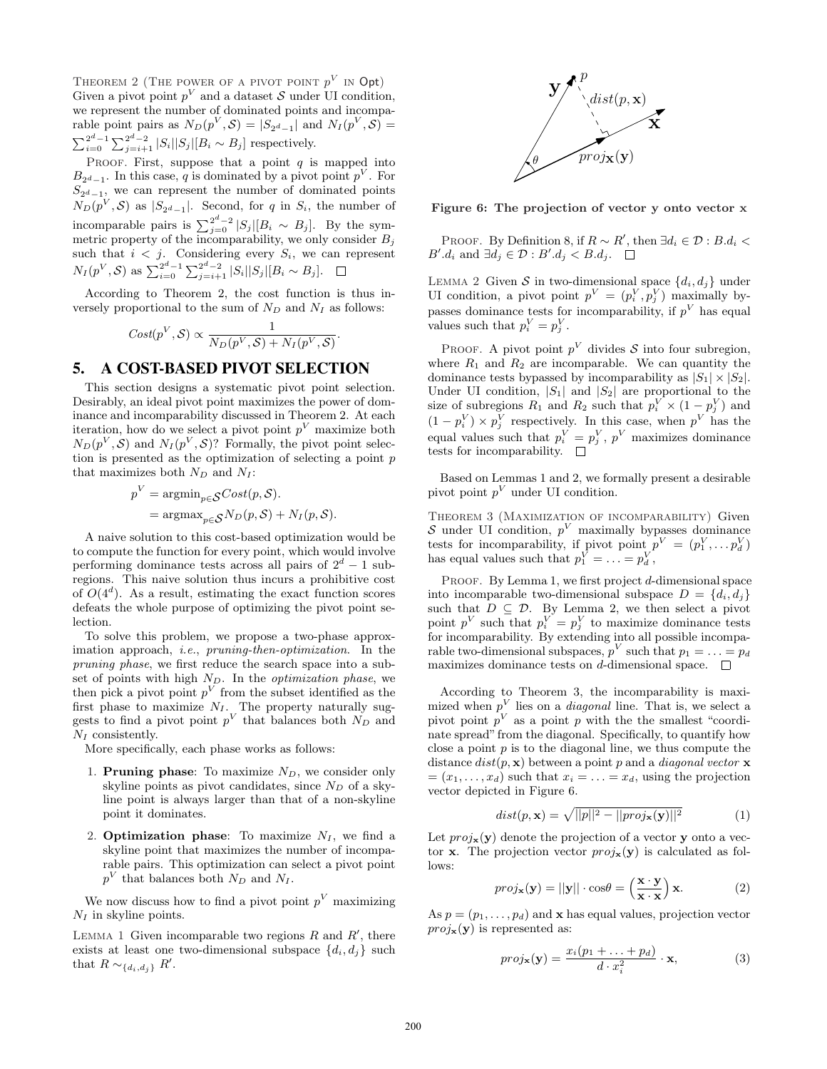THEOREM 2 (THE POWER OF A PIVOT POINT $p^V$ IN Opt) Given a pivot point $p^V$ and a dataset $\mathcal{S}$ under UI condition, we represent the number of dominated points and incomparable point pairs as $N_D(p^V, \mathcal{S}) = |S_{2^d-1}|$ and $N_I(p^V, \mathcal{S}) = \sum_{i=0}^{2^d-1} \sum_{j=i+1}^{2^d-2} |S_i||S_j|[B_i \sim B_j]$ respectively.

PROOF. First, suppose that a point $q$ is mapped into $B_{2^d-1}$. In this case, $q$ is dominated by a pivot point $p^V$. For $S_{2^d-1}$, we can represent the number of dominated points $N_D(p^V, \mathcal{S})$ as $|S_{2^d-1}|$. Second, for $q$ in $S_i$, the number of incomparable pairs is $\sum_{j=0}^{2^d-2} |S_j|[B_i \sim B_j]$. By the symmetric property of the incomparability, we only consider $B_j$ such that $i < j$. Considering every $S_i$, we can represent $N_I(p^V, \mathcal{S})$ as $\sum_{i=0}^{2^d-1} \sum_{j=i+1}^{2^d-2} |S_i||S_j|[B_i \sim B_j]$. □

According to Theorem 2, the cost function is thus inversely proportional to the sum of $N_D$ and $N_I$ as follows:

$$Cost(p^V, \mathcal{S}) \propto \frac{1}{N_D(p^V, \mathcal{S}) + N_I(p^V, \mathcal{S})}.$$

## 5. A COST-BASED PIVOT SELECTION

This section designs a systematic pivot point selection. Desirably, an ideal pivot point maximizes the power of dominance and incomparability discussed in Theorem 2. At each iteration, how do we select a pivot point $p^V$ maximize both $N_D(p^V, \mathcal{S})$ and $N_I(p^V, \mathcal{S})$? Formally, the pivot point selection is presented as the optimization of selecting a point $p$ that maximizes both $N_D$ and $N_I$:

$$\begin{aligned} p^V &= \text{argmin}_{p \in \mathcal{S}} Cost(p, \mathcal{S}). \\ &= \text{argmax}_{p \in \mathcal{S}} N_D(p, \mathcal{S}) + N_I(p, \mathcal{S}). \end{aligned}$$

A naive solution to this cost-based optimization would be to compute the function for every point, which would involve performing dominance tests across all pairs of $2^d - 1$ subregions. This naive solution thus incurs a prohibitive cost of $O(4^d)$. As a result, estimating the exact function scores defeats the whole purpose of optimizing the pivot point selection.

To solve this problem, we propose a two-phase approximation approach, *i.e.*, *pruning-then-optimization*. In the *pruning phase*, we first reduce the search space into a subset of points with high $N_D$. In the *optimization phase*, we then pick a pivot point $p^V$ from the subset identified as the first phase to maximize $N_I$. The property naturally suggests to find a pivot point $p^V$ that balances both $N_D$ and $N_I$ consistently.

More specifically, each phase works as follows:

1. **Pruning phase**: To maximize $N_D$, we consider only skyline points as pivot candidates, since $N_D$ of a skyline point is always larger than that of a non-skyline point it dominates.
2. **Optimization phase**: To maximize $N_I$, we find a skyline point that maximizes the number of incomparable pairs. This optimization can select a pivot point $p^V$ that balances both $N_D$ and $N_I$.

We now discuss how to find a pivot point $p^V$ maximizing $N_I$ in skyline points.

LEMMA 1 Given incomparable two regions $R$ and $R'$, there exists at least one two-dimensional subspace $\{d_i, d_j\}$ such that $R \sim_{\{d_i,d_j\}} R'$.

Figure 6: The projection of vector y onto vector x

PROOF. By Definition 8, if $R \sim R'$, then $\exists d_i \in \mathcal{D} : B.d_i < B'.d_i$ and $\exists d_j \in \mathcal{D} : B'.d_j < B.d_j$. □

LEMMA 2 Given $\mathcal{S}$ in two-dimensional space $\{d_i, d_j\}$ under UI condition, a pivot point $p^V = (p_i^V, p_j^V)$ maximally bypasses dominance tests for incomparability, if $p^V$ has equal values such that $p_i^V = p_j^V$.

PROOF. A pivot point $p^V$ divides $\mathcal{S}$ into four subregion, where $R_1$ and $R_2$ are incomparable. We can quantity the dominance tests bypassed by incomparability as $|S_1| \times |S_2|$. Under UI condition, $|S_1|$ and $|S_2|$ are proportional to the size of subregions $R_1$ and $R_2$ such that $p_i^V \times (1 - p_j^V)$ and $(1 - p_i^V) \times p_j^V$ respectively. In this case, when $p^V$ has the equal values such that $p_i^V = p_j^V$, $p^V$ maximizes dominance tests for incomparability. □

Based on Lemmas 1 and 2, we formally present a desirable pivot point $p^V$ under UI condition.

THEOREM 3 (MAXIMIZATION OF INCOMPARABILITY) Given $\mathcal{S}$ under UI condition, $p^V$ maximally bypasses dominance tests for incomparability, if pivot point $p^V = (p_1^V, \ldots p_d^V)$ has equal values such that $p_1^V = \ldots = p_d^V$,

PROOF. By Lemma 1, we first project $d$-dimensional space into incomparable two-dimensional subspace $D = \{d_i, d_j\}$ such that $D \subseteq \mathcal{D}$. By Lemma 2, we then select a pivot point $p^V$ such that $p_i^V = p_j^V$ to maximize dominance tests for incomparability. By extending into all possible incomparable two-dimensional subspaces, $p^V$ such that $p_1 = \ldots = p_d$ maximizes dominance tests on $d$-dimensional space. □

According to Theorem 3, the incomparability is maximized when $p^V$ lies on a *diagonal* line. That is, we select a pivot point $p^V$ as a point $p$ with the the smallest "coordinate spread" from the diagonal. Specifically, to quantify how close a point $p$ is to the diagonal line, we thus compute the distance $dist(p, \mathbf{x})$ between a point $p$ and a *diagonal vector* $\mathbf{x} = (x_1, \ldots, x_d)$ such that $x_i = \ldots = x_d$, using the projection vector depicted in Figure 6.

$$dist(p, \mathbf{x}) = \sqrt{||p||^2 - ||proj_{\mathbf{x}}(\mathbf{y})||^2} \tag{1}$$

Let $proj_{\mathbf{x}}(\mathbf{y})$ denote the projection of a vector $\mathbf{y}$ onto a vector $\mathbf{x}$. The projection vector $proj_{\mathbf{x}}(\mathbf{y})$ is calculated as follows:

$$proj_{\mathbf{x}}(\mathbf{y}) = ||\mathbf{y}|| \cdot \cos\theta = \left(\frac{\mathbf{x} \cdot \mathbf{y}}{\mathbf{x} \cdot \mathbf{x}}\right) \mathbf{x}. \tag{2}$$

As $p = (p_1, \ldots, p_d)$ and $\mathbf{x}$ has equal values, projection vector $proj_{\mathbf{x}}(\mathbf{y})$ is represented as:

$$proj_{\mathbf{x}}(\mathbf{y}) = \frac{x_i(p_1 + \ldots + p_d)}{d \cdot x_i^2} \cdot \mathbf{x}, \tag{3}$$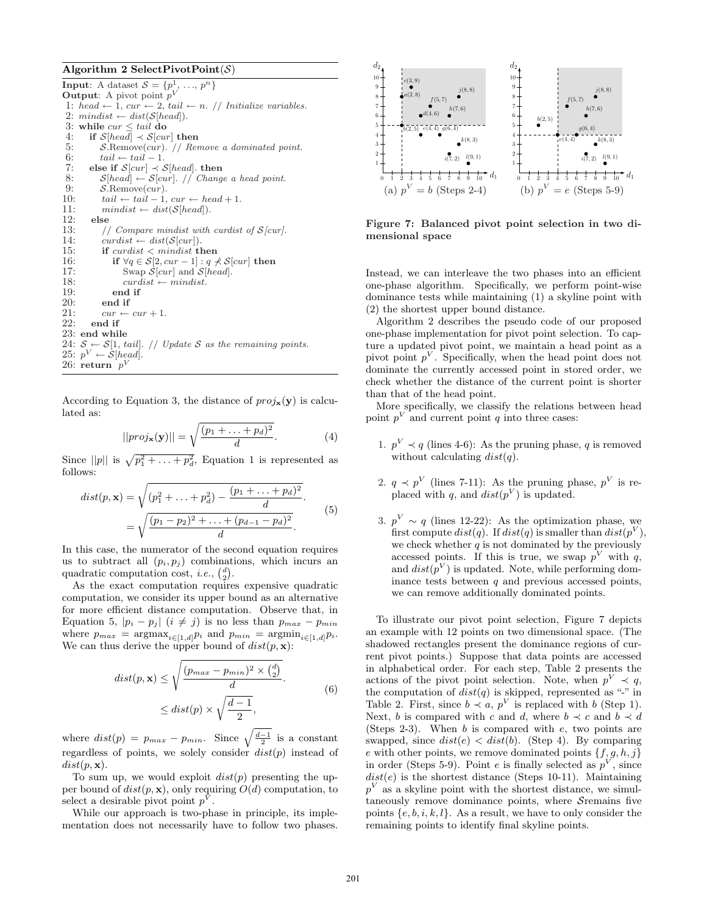**Algorithm 2 SelectPivotPoint($\mathcal{S}$)**

```
Input: A dataset S = {p^1, ..., p^n}
Output: A pivot point p^V
 1: head ← 1, cur ← 2, tail ← n. // Initialize variables.
 2: mindist ← dist(S[head]).
 3: while cur ≤ tail do
 4:   if S[head] ≺ S[cur] then
 5:     S.Remove(cur). // Remove a dominated point.
 6:     tail ← tail − 1.
 7:   else if S[cur] ≺ S[head]. then
 8:     S[head] ← S[cur]. // Change a head point.
 9:     S.Remove(cur).
10:     tail ← tail − 1, cur ← head + 1.
11:     mindist ← dist(S[head]).
12:   else
13:     // Compare mindist with curdist of S[cur].
14:     curdist ← dist(S[cur]).
15:     if curdist < mindist then
16:       if ∀q ∈ S[2, cur − 1] : q ⊀ S[cur] then
17:         Swap S[cur] and S[head].
18:         curdist ← mindist.
19:       end if
20:     end if
21:     cur ← cur + 1.
22:   end if
23: end while
24: S ← S[1, tail]. // Update S as the remaining points.
25: p^V ← S[head].
26: return p^V
```

According to Equation 3, the distance of $proj_{\mathbf{x}}(\mathbf{y})$ is calculated as:

$$||proj_{\mathbf{x}}(\mathbf{y})|| = \sqrt{\frac{(p_1 + \ldots + p_d)^2}{d}}. \tag{4}$$

Since $||p||$ is $\sqrt{p_1^2 + \ldots + p_d^2}$, Equation 1 is represented as follows:

$$\begin{aligned} dist(p, \mathbf{x}) &= \sqrt{(p_1^2 + \ldots + p_d^2) - \frac{(p_1 + \ldots + p_d)^2}{d}}. \\ &= \sqrt{\frac{(p_1 - p_2)^2 + \ldots + (p_{d-1} - p_d)^2}{d}}. \end{aligned} \tag{5}$$

In this case, the numerator of the second equation requires us to subtract all $(p_i, p_j)$ combinations, which incurs an quadratic computation cost, *i.e.*, $\binom{d}{2}$.

As the exact computation requires expensive quadratic computation, we consider its upper bound as an alternative for more efficient distance computation. Observe that, in Equation 5, $|p_i - p_j|$ $(i \neq j)$ is no less than $p_{max} - p_{min}$ where $p_{max} = \text{argmax}_{i \in [1,d]} p_i$ and $p_{min} = \text{argmin}_{i \in [1,d]} p_i$. We can thus derive the upper bound of $dist(p, \mathbf{x})$:

$$\begin{aligned} dist(p, \mathbf{x}) &\leq \sqrt{\frac{(p_{max} - p_{min})^2 \times \binom{d}{2}}{d}}. \\ &\leq dist(p) \times \sqrt{\frac{d-1}{2}}, \end{aligned} \tag{6}$$

where $dist(p) = p_{max} - p_{min}$. Since $\sqrt{\frac{d-1}{2}}$ is a constant regardless of points, we solely consider $dist(p)$ instead of $dist(p, \mathbf{x})$.

To sum up, we would exploit $dist(p)$ presenting the upper bound of $dist(p, \mathbf{x})$, only requiring $O(d)$ computation, to select a desirable pivot point $p^V$.

While our approach is two-phase in principle, its implementation does not necessarily have to follow two phases.

Figure 7: Balanced pivot point selection in two dimensional space. (a) $p^V = b$ (Steps 2-4) (b) $p^V = e$ (Steps 5-9)

Instead, we can interleave the two phases into an efficient one-phase algorithm. Specifically, we perform point-wise dominance tests while maintaining (1) a skyline point with (2) the shortest upper bound distance.

Algorithm 2 describes the pseudo code of our proposed one-phase implementation for pivot point selection. To capture a updated pivot point, we maintain a head point as a pivot point $p^V$. Specifically, when the head point does not dominate the currently accessed point in stored order, we check whether the distance of the current point is shorter than that of the head point.

More specifically, we classify the relations between head point $p^V$ and current point $q$ into three cases:

1. $p^V \prec q$ (lines 4-6): As the pruning phase, $q$ is removed without calculating $dist(q)$.

2. $q \prec p^V$ (lines 7-11): As the pruning phase, $p^V$ is replaced with $q$, and $dist(p^V)$ is updated.

3. $p^V \sim q$ (lines 12-22): As the optimization phase, we first compute $dist(q)$. If $dist(q)$ is smaller than $dist(p^V)$, we check whether $q$ is not dominated by the previously accessed points. If this is true, we swap $p^V$ with $q$, and $dist(p^V)$ is updated. Note, while performing dominance tests between $q$ and previous accessed points, we can remove additionally dominated points.

To illustrate our pivot point selection, Figure 7 depicts an example with 12 points on two dimensional space. (The shadowed rectangles present the dominance regions of current pivot points.) Suppose that data points are accessed in alphabetical order. For each step, Table 2 presents the actions of the pivot point selection. Note, when $p^V \prec q$, the computation of $dist(q)$ is skipped, represented as "-" in Table 2. First, since $b \prec a$, $p^V$ is replaced with $b$ (Step 1). Next, $b$ is compared with $c$ and $d$, where $b \prec c$ and $b \prec d$ (Steps 2-3). When $b$ is compared with $e$, two points are swapped, since $dist(e) < dist(b)$. (Step 4). By comparing $e$ with other points, we remove dominated points $\{f, g, h, j\}$ in order (Steps 5-9). Point $e$ is finally selected as $p^V$, since $dist(e)$ is the shortest distance (Steps 10-11). Maintaining $p^V$ as a skyline point with the shortest distance, we simultaneously remove dominance points, where $\mathcal{S}$remains five points $\{e, b, i, k, l\}$. As a result, we have to only consider the remaining points to identify final skyline points.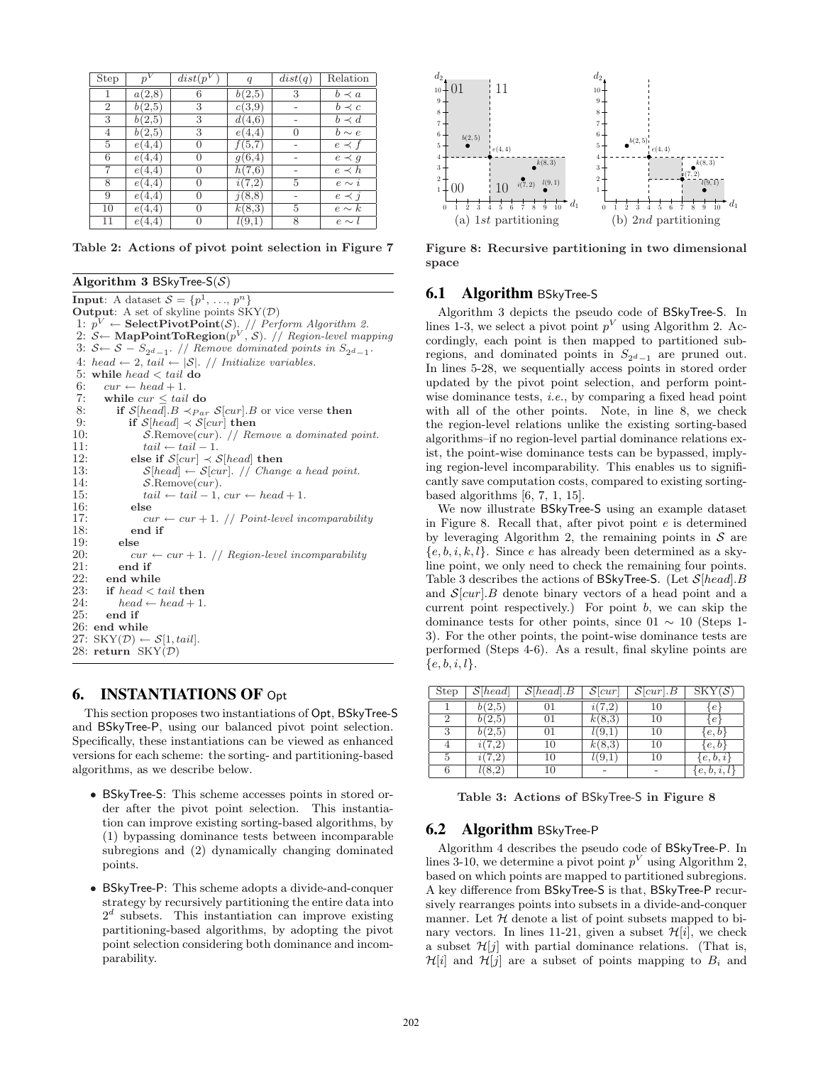| Step | $p^V$ | $dist(p^V)$ | $q$ | $dist(q)$ | Relation |
|---|---|---|---|---|---|
| 1 | $a(2,8)$ | 6 | $b(2,5)$ | 3 | $b \prec a$ |
| 2 | $b(2,5)$ | 3 | $c(3,9)$ | - | $b \prec c$ |
| 3 | $b(2,5)$ | 3 | $d(4,6)$ | - | $b \prec d$ |
| 4 | $b(2,5)$ | 3 | $e(4,4)$ | 0 | $b \sim e$ |
| 5 | $e(4,4)$ | 0 | $f(5,7)$ | - | $e \prec f$ |
| 6 | $e(4,4)$ | 0 | $g(6,4)$ | - | $e \prec g$ |
| 7 | $e(4,4)$ | 0 | $h(7,6)$ | - | $e \prec h$ |
| 8 | $e(4,4)$ | 0 | $i(7,2)$ | 5 | $e \sim i$ |
| 9 | $e(4,4)$ | 0 | $j(8,8)$ | - | $e \prec j$ |
| 10 | $e(4,4)$ | 0 | $k(8,3)$ | 5 | $e \sim k$ |
| 11 | $e(4,4)$ | 0 | $l(9,1)$ | 8 | $e \sim l$ |

**Table 2: Actions of pivot point selection in Figure 7**

**Algorithm 3** BSkyTree-S($\mathcal{S}$)

```
Input: A dataset S = {p^1, ..., p^n}
Output: A set of skyline points SKY(D)
 1: p^V ← SelectPivotPoint(S). // Perform Algorithm 2.
 2: S ← MapPointToRegion(p^V, S). // Region-level mapping
 3: S ← S − S_{2^d−1}. // Remove dominated points in S_{2^d−1}.
 4: head ← 2, tail ← |S|. // Initialize variables.
 5: while head < tail do
 6:   cur ← head + 1.
 7:   while cur ≤ tail do
 8:     if S[head].B ≺_Par S[cur].B or vice verse then
 9:       if S[head] ≺ S[cur] then
10:         S.Remove(cur). // Remove a dominated point.
11:         tail ← tail − 1.
12:       else if S[cur] ≺ S[head] then
13:         S[head] ← S[cur]. // Change a head point.
14:         S.Remove(cur).
15:         tail ← tail − 1, cur ← head + 1.
16:       else
17:         cur ← cur + 1. // Point-level incomparability
18:       end if
19:     else
20:       cur ← cur + 1. // Region-level incomparability
21:     end if
22:   end while
23:   if head < tail then
24:     head ← head + 1.
25:   end if
26: end while
27: SKY(D) ← S[1, tail].
28: return SKY(D)
```

## 6. INSTANTIATIONS OF Opt

This section proposes two instantiations of Opt, BSkyTree-S and BSkyTree-P, using our balanced pivot point selection. Specifically, these instantiations can be viewed as enhanced versions for each scheme: the sorting- and partitioning-based algorithms, as we describe below.

- BSkyTree-S: This scheme accesses points in stored order after the pivot point selection. This instantiation can improve existing sorting-based algorithms, by (1) bypassing dominance tests between incomparable subregions and (2) dynamically changing dominated points.
- BSkyTree-P: This scheme adopts a divide-and-conquer strategy by recursively partitioning the entire data into $2^d$ subsets. This instantiation can improve existing partitioning-based algorithms, by adopting the pivot point selection considering both dominance and incomparability.

(a) $1st$ partitioning (b) $2nd$ partitioning

**Figure 8: Recursive partitioning in two dimensional space**

### 6.1 Algorithm BSkyTree-S

Algorithm 3 depicts the pseudo code of BSkyTree-S. In lines 1-3, we select a pivot point $p^V$ using Algorithm 2. Accordingly, each point is then mapped to partitioned subregions, and dominated points in $S_{2^d-1}$ are pruned out. In lines 5-28, we sequentially access points in stored order updated by the pivot point selection, and perform point-wise dominance tests, *i.e.*, by comparing a fixed head point with all of the other points. Note, in line 8, we check the region-level relations unlike the existing sorting-based algorithms–if no region-level partial dominance relations exist, the point-wise dominance tests can be bypassed, implying region-level incomparability. This enables us to significantly save computation costs, compared to existing sorting-based algorithms [6, 7, 1, 15].

We now illustrate BSkyTree-S using an example dataset in Figure 8. Recall that, after pivot point $e$ is determined by leveraging Algorithm 2, the remaining points in $\mathcal{S}$ are $\{e, b, i, k, l\}$. Since $e$ has already been determined as a skyline point, we only need to check the remaining four points. Table 3 describes the actions of BSkyTree-S. (Let $\mathcal{S}[head].B$ and $\mathcal{S}[cur].B$ denote binary vectors of a head point and a current point respectively.) For point $b$, we can skip the dominance tests for other points, since $01 \sim 10$ (Steps 1-3). For the other points, the point-wise dominance tests are performed (Steps 4-6). As a result, final skyline points are $\{e, b, i, l\}$.

| Step | $\mathcal{S}[head]$ | $\mathcal{S}[head].B$ | $\mathcal{S}[cur]$ | $\mathcal{S}[cur].B$ | SKY($\mathcal{S}$) |
|---|---|---|---|---|---|
| 1 | $b(2,5)$ | 01 | $i(7,2)$ | 10 | $\{e\}$ |
| 2 | $b(2,5)$ | 01 | $k(8,3)$ | 10 | $\{e\}$ |
| 3 | $b(2,5)$ | 01 | $l(9,1)$ | 10 | $\{e, b\}$ |
| 4 | $i(7,2)$ | 10 | $k(8,3)$ | 10 | $\{e, b\}$ |
| 5 | $i(7,2)$ | 10 | $l(9,1)$ | 10 | $\{e, b, i\}$ |
| 6 | $l(8,2)$ | 10 | - | - | $\{e, b, i, l\}$ |

**Table 3: Actions of BSkyTree-S in Figure 8**

### 6.2 Algorithm BSkyTree-P

Algorithm 4 describes the pseudo code of BSkyTree-P. In lines 3-10, we determine a pivot point $p^V$ using Algorithm 2, based on which points are mapped to partitioned subregions. A key difference from BSkyTree-S is that, BSkyTree-P recursively rearranges points into subsets in a divide-and-conquer manner. Let $\mathcal{H}$ denote a list of point subsets mapped to binary vectors. In lines 11-21, given a subset $\mathcal{H}[i]$, we check a subset $\mathcal{H}[j]$ with partial dominance relations. (That is, $\mathcal{H}[i]$ and $\mathcal{H}[j]$ are a subset of points mapping to $B_i$ and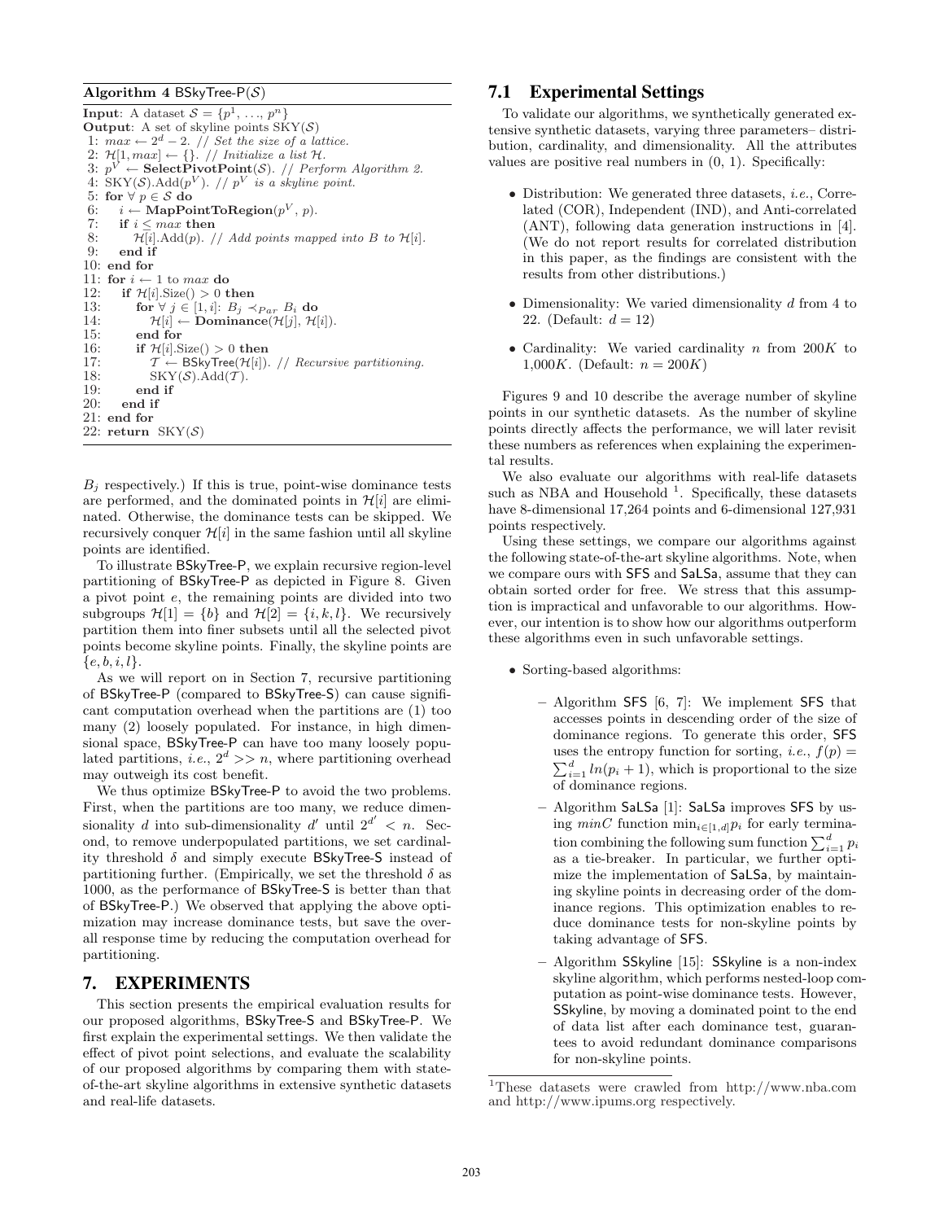**Algorithm 4** BSkyTree-P($\mathcal{S}$)

```
Input: A dataset S = {p^1, ..., p^n}
Output: A set of skyline points SKY(S)
1: max ← 2^d − 2. // Set the size of a lattice.
2: H[1, max] ← {}. // Initialize a list H.
3: p^V ← SelectPivotPoint(S). // Perform Algorithm 2.
4: SKY(S).Add(p^V). // p^V is a skyline point.
5: for ∀ p ∈ S do
6:    i ← MapPointToRegion(p^V, p).
7:    if i ≤ max then
8:       H[i].Add(p). // Add points mapped into B to H[i].
9:    end if
10: end for
11: for i ← 1 to max do
12:    if H[i].Size() > 0 then
13:       for ∀ j ∈ [1, i]: B_j ≺_Par B_i do
14:          H[i] ← Dominance(H[j], H[i]).
15:       end for
16:       if H[i].Size() > 0 then
17:          T ← BSkyTree(H[i]). // Recursive partitioning.
18:          SKY(S).Add(T).
19:       end if
20:    end if
21: end for
22: return SKY(S)
```

$B_j$ respectively.) If this is true, point-wise dominance tests are performed, and the dominated points in $\mathcal{H}[i]$ are eliminated. Otherwise, the dominance tests can be skipped. We recursively conquer $\mathcal{H}[i]$ in the same fashion until all skyline points are identified.

To illustrate BSkyTree-P, we explain recursive region-level partitioning of BSkyTree-P as depicted in Figure 8. Given a pivot point $e$, the remaining points are divided into two subgroups $\mathcal{H}[1] = \{b\}$ and $\mathcal{H}[2] = \{i, k, l\}$. We recursively partition them into finer subsets until all the selected pivot points become skyline points. Finally, the skyline points are $\{e, b, i, l\}$.

As we will report on in Section 7, recursive partitioning of BSkyTree-P (compared to BSkyTree-S) can cause significant computation overhead when the partitions are (1) too many (2) loosely populated. For instance, in high dimensional space, BSkyTree-P can have too many loosely populated partitions, *i.e.*, $2^d >> n$, where partitioning overhead may outweigh its cost benefit.

We thus optimize BSkyTree-P to avoid the two problems. First, when the partitions are too many, we reduce dimensionality $d$ into sub-dimensionality $d'$ until $2^{d'} < n$. Second, to remove underpopulated partitions, we set cardinality threshold $\delta$ and simply execute BSkyTree-S instead of partitioning further. (Empirically, we set the threshold $\delta$ as 1000, as the performance of BSkyTree-S is better than that of BSkyTree-P.) We observed that applying the above optimization may increase dominance tests, but save the overall response time by reducing the computation overhead for partitioning.

# 7. EXPERIMENTS

This section presents the empirical evaluation results for our proposed algorithms, BSkyTree-S and BSkyTree-P. We first explain the experimental settings. We then validate the effect of pivot point selections, and evaluate the scalability of our proposed algorithms by comparing them with state-of-the-art skyline algorithms in extensive synthetic datasets and real-life datasets.

## 7.1 Experimental Settings

To validate our algorithms, we synthetically generated extensive synthetic datasets, varying three parameters– distribution, cardinality, and dimensionality. All the attributes values are positive real numbers in (0, 1). Specifically:

- Distribution: We generated three datasets, *i.e.*, Correlated (COR), Independent (IND), and Anti-correlated (ANT), following data generation instructions in [4]. (We do not report results for correlated distribution in this paper, as the findings are consistent with the results from other distributions.)
- Dimensionality: We varied dimensionality $d$ from 4 to 22. (Default: $d = 12$)
- Cardinality: We varied cardinality $n$ from $200K$ to $1{,}000K$. (Default: $n = 200K$)

Figures 9 and 10 describe the average number of skyline points in our synthetic datasets. As the number of skyline points directly affects the performance, we will later revisit these numbers as references when explaining the experimental results.

We also evaluate our algorithms with real-life datasets such as NBA and Household [1]. Specifically, these datasets have 8-dimensional 17,264 points and 6-dimensional 127,931 points respectively.

Using these settings, we compare our algorithms against the following state-of-the-art skyline algorithms. Note, when we compare ours with SFS and SaLSa, assume that they can obtain sorted order for free. We stress that this assumption is impractical and unfavorable to our algorithms. However, our intention is to show how our algorithms outperform these algorithms even in such unfavorable settings.

- Sorting-based algorithms:
  - Algorithm SFS [6, 7]: We implement SFS that accesses points in descending order of the size of dominance regions. To generate this order, SFS uses the entropy function for sorting, *i.e.*, $f(p) = \sum_{i=1}^{d} ln(p_i + 1)$, which is proportional to the size of dominance regions.
  - Algorithm SaLSa [1]: SaLSa improves SFS by using $minC$ function $\min_{i \in [1,d]} p_i$ for early termination combining the following sum function $\sum_{i=1}^{d} p_i$ as a tie-breaker. In particular, we further optimize the implementation of SaLSa, by maintaining skyline points in decreasing order of the dominance regions. This optimization enables to reduce dominance tests for non-skyline points by taking advantage of SFS.
  - Algorithm SSkyline [15]: SSkyline is a non-index skyline algorithm, which performs nested-loop computation as point-wise dominance tests. However, SSkyline, by moving a dominated point to the end of data list after each dominance test, guarantees to avoid redundant dominance comparisons for non-skyline points.

[1] These datasets were crawled from http://www.nba.com and http://www.ipums.org respectively.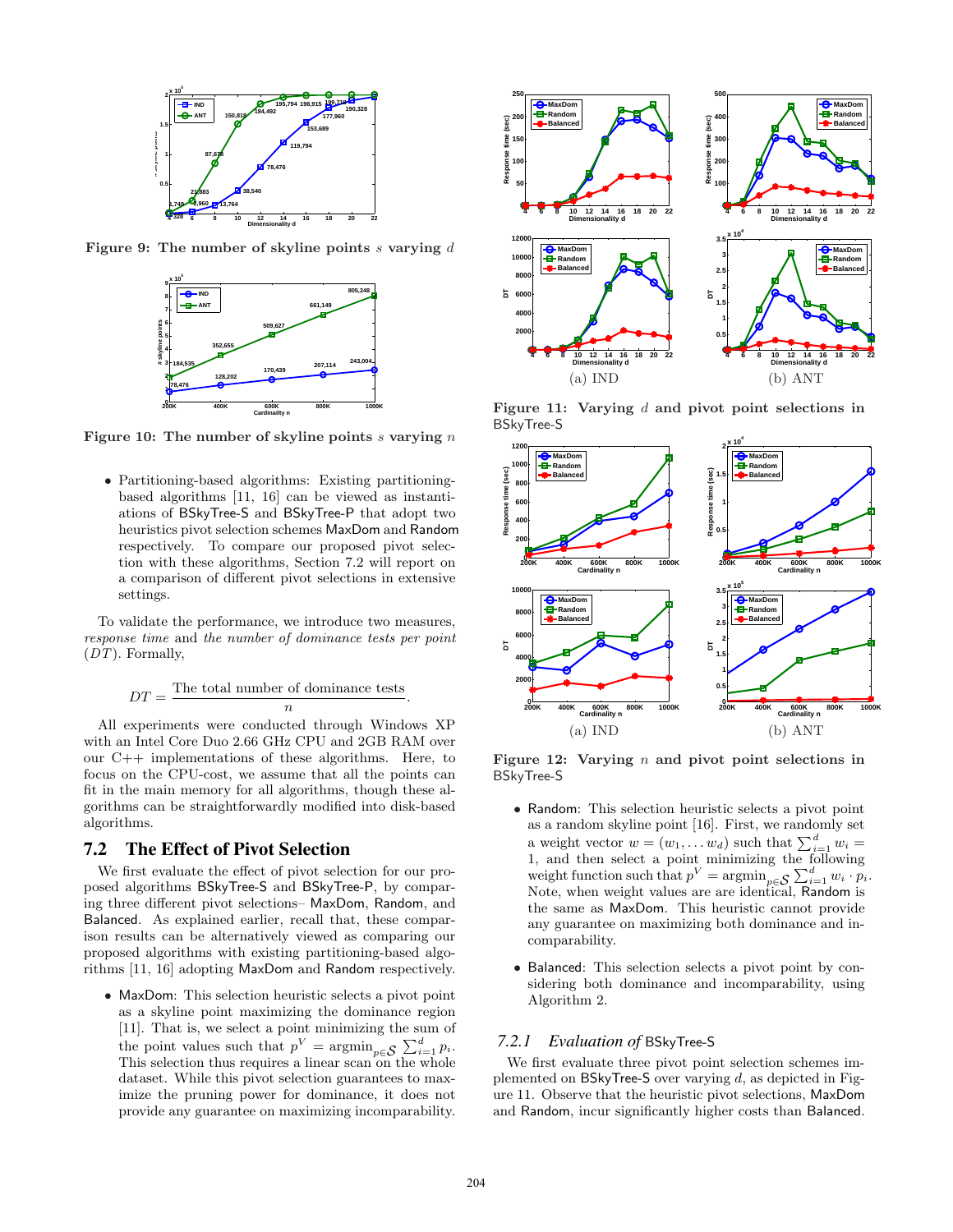Figure 9: The number of skyline points $s$ varying $d$

Figure 10: The number of skyline points $s$ varying $n$

- Partitioning-based algorithms: Existing partitioning-based algorithms [11, 16] can be viewed as instantiations of BSkyTree-S and BSkyTree-P that adopt two heuristics pivot selection schemes MaxDom and Random respectively. To compare our proposed pivot selection with these algorithms, Section 7.2 will report on a comparison of different pivot selections in extensive settings.

To validate the performance, we introduce two measures, *response time* and *the number of dominance tests per point* ($DT$). Formally,

$$DT = \frac{\text{The total number of dominance tests}}{n}.$$

All experiments were conducted through Windows XP with an Intel Core Duo 2.66 GHz CPU and 2GB RAM over our C++ implementations of these algorithms. Here, to focus on the CPU-cost, we assume that all the points can fit in the main memory for all algorithms, though these algorithms can be straightforwardly modified into disk-based algorithms.

## 7.2 The Effect of Pivot Selection

We first evaluate the effect of pivot selection for our proposed algorithms BSkyTree-S and BSkyTree-P, by comparing three different pivot selections– MaxDom, Random, and Balanced. As explained earlier, recall that, these comparison results can be alternatively viewed as comparing our proposed algorithms with existing partitioning-based algorithms [11, 16] adopting MaxDom and Random respectively.

- MaxDom: This selection heuristic selects a pivot point as a skyline point maximizing the dominance region [11]. That is, we select a point minimizing the sum of the point values such that $p^V = \text{argmin}_{p \in \mathcal{S}} \sum_{i=1}^{d} p_i$. This selection thus requires a linear scan on the whole dataset. While this pivot selection guarantees to maximize the pruning power for dominance, it does not provide any guarantee on maximizing incomparability.

Figure 11: Varying $d$ and pivot point selections in BSkyTree-S

Figure 12: Varying $n$ and pivot point selections in BSkyTree-S

- Random: This selection heuristic selects a pivot point as a random skyline point [16]. First, we randomly set a weight vector $w = (w_1, \ldots w_d)$ such that $\sum_{i=1}^{d} w_i = 1$, and then select a point minimizing the following weight function such that $p^V = \text{argmin}_{p \in \mathcal{S}} \sum_{i=1}^{d} w_i \cdot p_i$. Note, when weight values are are identical, Random is the same as MaxDom. This heuristic cannot provide any guarantee on maximizing both dominance and incomparability.
- Balanced: This selection selects a pivot point by considering both dominance and incomparability, using Algorithm 2.

### 7.2.1 *Evaluation of* BSkyTree-S

We first evaluate three pivot point selection schemes implemented on BSkyTree-S over varying $d$, as depicted in Figure 11. Observe that the heuristic pivot selections, MaxDom and Random, incur significantly higher costs than Balanced.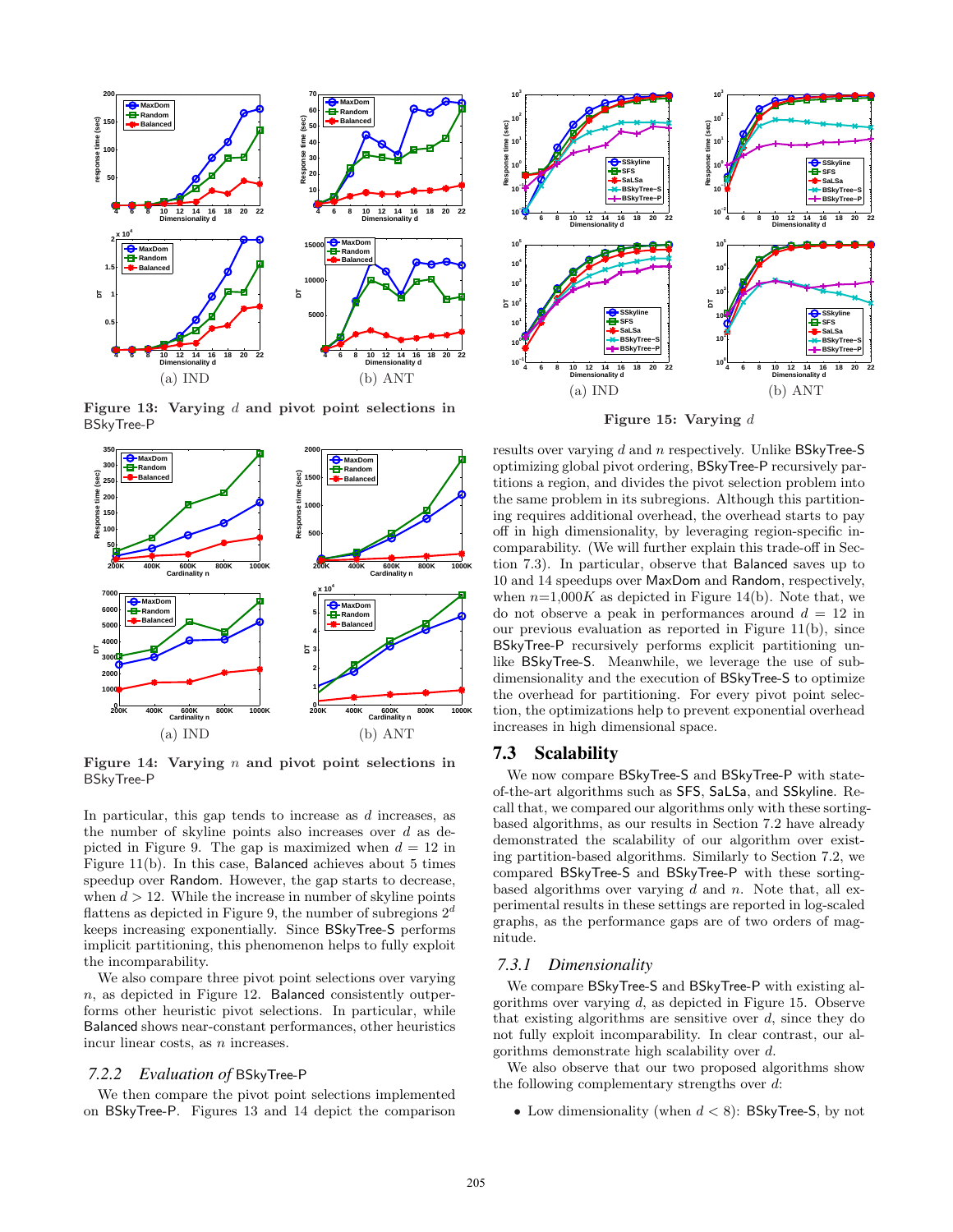Figure 13: Varying $d$ and pivot point selections in BSkyTree-P

Figure 14: Varying $n$ and pivot point selections in BSkyTree-P

In particular, this gap tends to increase as $d$ increases, as the number of skyline points also increases over $d$ as depicted in Figure 9. The gap is maximized when $d = 12$ in Figure 11(b). In this case, Balanced achieves about 5 times speedup over Random. However, the gap starts to decrease, when $d > 12$. While the increase in number of skyline points flattens as depicted in Figure 9, the number of subregions $2^d$ keeps increasing exponentially. Since BSkyTree-S performs implicit partitioning, this phenomenon helps to fully exploit the incomparability.

We also compare three pivot point selections over varying $n$, as depicted in Figure 12. Balanced consistently outperforms other heuristic pivot selections. In particular, while Balanced shows near-constant performances, other heuristics incur linear costs, as $n$ increases.

### 7.2.2 *Evaluation of* BSkyTree-P

We then compare the pivot point selections implemented on BSkyTree-P. Figures 13 and 14 depict the comparison

Figure 15: Varying $d$

results over varying $d$ and $n$ respectively. Unlike BSkyTree-S optimizing global pivot ordering, BSkyTree-P recursively partitions a region, and divides the pivot selection problem into the same problem in its subregions. Although this partitioning requires additional overhead, the overhead starts to pay off in high dimensionality, by leveraging region-specific incomparability. (We will further explain this trade-off in Section 7.3). In particular, observe that Balanced saves up to 10 and 14 speedups over MaxDom and Random, respectively, when $n$=1,000$K$ as depicted in Figure 14(b). Note that, we do not observe a peak in performances around $d = 12$ in our previous evaluation as reported in Figure 11(b), since BSkyTree-P recursively performs explicit partitioning unlike BSkyTree-S. Meanwhile, we leverage the use of subdimensionality and the execution of BSkyTree-S to optimize the overhead for partitioning. For every pivot point selection, the optimizations help to prevent exponential overhead increases in high dimensional space.

## 7.3 Scalability

We now compare BSkyTree-S and BSkyTree-P with state-of-the-art algorithms such as SFS, SaLSa, and SSkyline. Recall that, we compared our algorithms only with these sorting-based algorithms, as our results in Section 7.2 have already demonstrated the scalability of our algorithm over existing partition-based algorithms. Similarly to Section 7.2, we compared BSkyTree-S and BSkyTree-P with these sorting-based algorithms over varying $d$ and $n$. Note that, all experimental results in these settings are reported in log-scaled graphs, as the performance gaps are of two orders of magnitude.

### 7.3.1 *Dimensionality*

We compare BSkyTree-S and BSkyTree-P with existing algorithms over varying $d$, as depicted in Figure 15. Observe that existing algorithms are sensitive over $d$, since they do not fully exploit incomparability. In clear contrast, our algorithms demonstrate high scalability over $d$.

We also observe that our two proposed algorithms show the following complementary strengths over $d$:

- Low dimensionality (when $d < 8$): BSkyTree-S, by not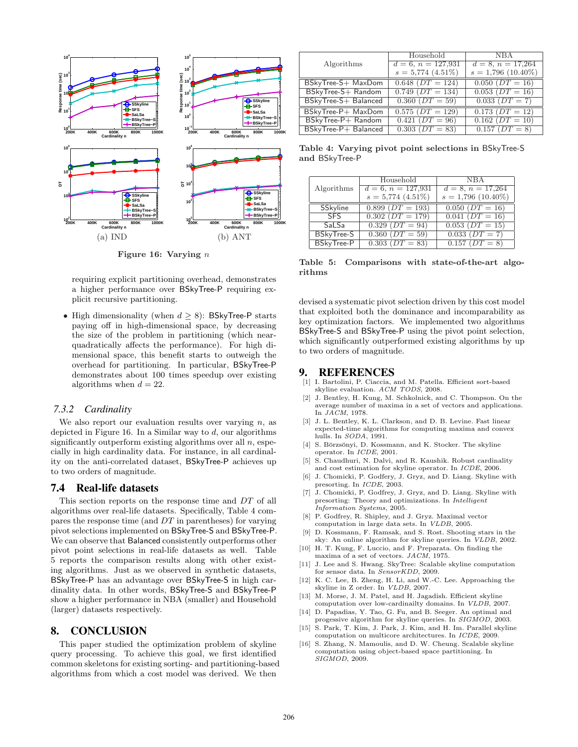$10^4$
$10^3$
$10^2$
$10^1$
$10^0$
Response time (sec)
200K 400K 600K 800K 1000K
Cardinality n
SSkyline
SFS
SaLSa
BSkyTree-S
BSkyTree-P

$10^5$
$10^4$
$10^3$
$10^2$
$10^1$
$10^0$
$10^{-1}$
Response time (sec)
200K 400K 600K 800K 1000K
Cardinality n
SSkyline
SFS
SaLSa
BSkyTree-S
BSkyTree-P

$10^5$
$10^4$
$10^3$
$10^2$
DT
200K 400K 600K 800K 1000K
Cardinality n
SSkyline
SFS
SaLSa
BSkyTree-S
BSkyTree-P

(a) IND

$10^6$
$10^5$
$10^4$
$10^3$
$10^2$
DT
200K 400K 600K 800K 1000K
Cardinality n
SSkyline
SFS
SaLSa
BSkyTree-S
BSkyTree-P

(b) ANT

**Figure 16: Varying $n$**

requiring explicit partitioning overhead, demonstrates a higher performance over BSkyTree-P requiring explicit recursive partitioning.

- High dimensionality (when $d \geq 8$): BSkyTree-P starts paying off in high-dimensional space, by decreasing the size of the problem in partitioning (which near-quadratically affects the performance). For high dimensional space, this benefit starts to outweigh the overhead for partitioning. In particular, BSkyTree-P demonstrates about 100 times speedup over existing algorithms when $d = 22$.

### 7.3.2 *Cardinality*

We also report our evaluation results over varying $n$, as depicted in Figure 16. In a Similar way to $d$, our algorithms significantly outperform existing algorithms over all $n$, especially in high cardinality data. For instance, in all cardinality on the anti-correlated dataset, BSkyTree-P achieves up to two orders of magnitude.

## 7.4 Real-life datasets

This section reports on the response time and $DT$ of all algorithms over real-life datasets. Specifically, Table 4 compares the response time (and $DT$ in parentheses) for varying pivot selections implemented on BSkyTree-S and BSkyTree-P. We can observe that Balanced consistently outperforms other pivot point selections in real-life datasets as well. Table 5 reports the comparison results along with other existing algorithms. Just as we observed in synthetic datasets, BSkyTree-P has an advantage over BSkyTree-S in high cardinality data. In other words, BSkyTree-S and BSkyTree-P show a higher performance in NBA (smaller) and Household (larger) datasets respectively.

| Algorithms | Household $d = 6$, $n = 127{,}931$ $s = 5{,}774$ (4.51%) | NBA $d = 8$, $n = 17{,}264$ $s = 1{,}796$ (10.40%) |
|---|---|---|
| BSkyTree-S+ MaxDom | 0.648 ($DT$ = 124) | 0.050 ($DT$ = 16) |
| BSkyTree-S+ Random | 0.749 ($DT$ = 134) | 0.053 ($DT$ = 16) |
| BSkyTree-S+ Balanced | 0.360 ($DT$ = 59) | 0.033 ($DT$ = 7) |
| BSkyTree-P+ MaxDom | 0.575 ($DT$ = 129) | 0.173 ($DT$ = 12) |
| BSkyTree-P+ Random | 0.421 ($DT$ = 96) | 0.162 ($DT$ = 10) |
| BSkyTree-P+ Balanced | 0.303 ($DT$ = 83) | 0.157 ($DT$ = 8) |

**Table 4: Varying pivot point selections in BSkyTree-S and BSkyTree-P**

| Algorithms | Household $d = 6$, $n = 127{,}931$ $s = 5{,}774$ (4.51%) | NBA $d = 8$, $n = 17{,}264$ $s = 1{,}796$ (10.40%) |
|---|---|---|
| SSkyline | 0.899 ($DT$ = 193) | 0.050 ($DT$ = 16) |
| SFS | 0.302 ($DT$ = 179) | 0.041 ($DT$ = 16) |
| SaLSa | 0.329 ($DT$ = 94) | 0.053 ($DT$ = 15) |
| BSkyTree-S | 0.360 ($DT$ = 59) | 0.033 ($DT$ = 7) |
| BSkyTree-P | 0.303 ($DT$ = 83) | 0.157 ($DT$ = 8) |

**Table 5: Comparisons with state-of-the-art algorithms**

## 8. CONCLUSION

This paper studied the optimization problem of skyline query processing. To achieve this goal, we first identified common skeletons for existing sorting- and partitioning-based algorithms from which a cost model was derived. We then devised a systematic pivot selection driven by this cost model that exploited both the dominance and incomparability as key optimization factors. We implemented two algorithms BSkyTree-S and BSkyTree-P using the pivot point selection, which significantly outperformed existing algorithms by up to two orders of magnitude.

## 9. REFERENCES

[1] I. Bartolini, P. Ciaccia, and M. Patella. Efficient sort-based skyline evaluation. *ACM TODS*, 2008.

[2] J. Bentley, H. Kung, M. Schkolnick, and C. Thompson. On the average number of maxima in a set of vectors and applications. In *JACM*, 1978.

[3] J. L. Bentley, K. L. Clarkson, and D. B. Levine. Fast linear expected-time algorithms for computing maxima and convex hulls. In *SODA*, 1991.

[4] S. Börzsönyi, D. Kossmann, and K. Stocker. The skyline operator. In *ICDE*, 2001.

[5] S. Chaudhuri, N. Dalvi, and R. Kaushik. Robust cardinality and cost estimation for skyline operator. In *ICDE*, 2006.

[6] J. Chomicki, P. Godfrey, J. Gryz, and D. Liang. Skyline with presorting. In *ICDE*, 2003.

[7] J. Chomicki, P. Godfrey, J. Gryz, and D. Liang. Skyline with presorting: Theory and optimizations. In *Intelligent Information Systems*, 2005.

[8] P. Godfrey, R. Shipley, and J. Gryz. Maximal vector computation in large data sets. In *VLDB*, 2005.

[9] D. Kossmann, F. Ramsak, and S. Rost. Shooting stars in the sky: An online algorithm for skyline queries. In *VLDB*, 2002.

[10] H. T. Kung, F. Luccio, and F. Preparata. On finding the maxima of a set of vectors. *JACM*, 1975.

[11] J. Lee and S. Hwang. SkyTree: Scalable skyline computation for sensor data. In *SensorKDD*, 2009.

[12] K. C. Lee, B. Zheng, H. Li, and W.-C. Lee. Approaching the skyline in Z order. In *VLDB*, 2007.

[13] M. Morse, J. M. Patel, and H. Jagadish. Efficient skyline computation over low-cardinailty domains. In *VLDB*, 2007.

[14] D. Papadias, Y. Tao, G. Fu, and B. Seeger. An optimal and progessive algorithm for skyline queries. In *SIGMOD*, 2003.

[15] S. Park, T. Kim, J. Park, J. Kim, and H. Im. Parallel skyline computation on multicore architectures. In *ICDE*, 2009.

[16] S. Zhang, N. Mamoulis, and D. W. Cheung. Scalable skyline computation using object-based space partitioning. In *SIGMOD*, 2009.